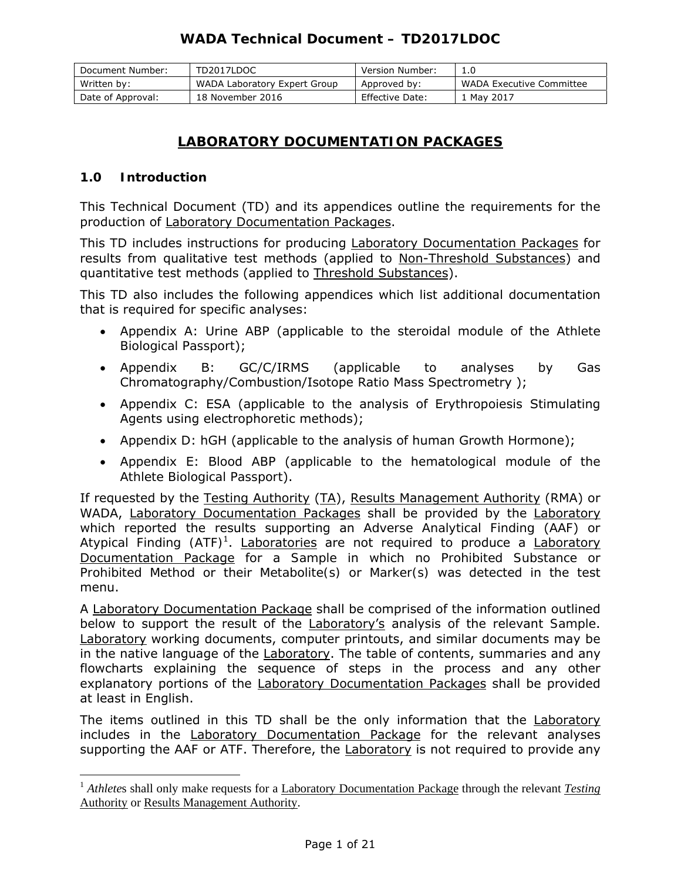# WADA Technical Document – TD2017LDOC

| Document Number: | TD2017LDOC | Version Number: | 1.0 |
|---|---|---|---|
| Written by: | WADA Laboratory Expert Group | Approved by: | WADA Executive Committee |
| Date of Approval: | 18 November 2016 | Effective Date: | 1 May 2017 |

## LABORATORY DOCUMENTATION PACKAGES

### 1.0 Introduction

This Technical Document (TD) and its appendices outline the requirements for the production of Laboratory Documentation Packages.

This TD includes instructions for producing Laboratory Documentation Packages for results from qualitative test methods (applied to Non-Threshold Substances) and quantitative test methods (applied to Threshold Substances).

This TD also includes the following appendices which list additional documentation that is required for specific analyses:

- Appendix A: Urine ABP (applicable to the steroidal module of the Athlete Biological Passport);
- Appendix B: GC/C/IRMS (applicable to analyses by Gas Chromatography/Combustion/Isotope Ratio Mass Spectrometry );
- Appendix C: ESA (applicable to the analysis of Erythropoiesis Stimulating Agents using electrophoretic methods);
- Appendix D: hGH (applicable to the analysis of human Growth Hormone);
- Appendix E: Blood ABP (applicable to the hematological module of the Athlete Biological Passport).

If requested by the Testing Authority (TA), Results Management Authority (RMA) or WADA, Laboratory Documentation Packages shall be provided by the Laboratory which reported the results supporting an Adverse Analytical Finding (AAF) or Atypical Finding (ATF)[1]. Laboratories are not required to produce a Laboratory Documentation Package for a Sample in which no Prohibited Substance or Prohibited Method or their Metabolite(s) or Marker(s) was detected in the test menu.

A Laboratory Documentation Package shall be comprised of the information outlined below to support the result of the Laboratory's analysis of the relevant Sample. Laboratory working documents, computer printouts, and similar documents may be in the native language of the Laboratory. The table of contents, summaries and any flowcharts explaining the sequence of steps in the process and any other explanatory portions of the Laboratory Documentation Packages shall be provided at least in English.

The items outlined in this TD shall be the only information that the Laboratory includes in the Laboratory Documentation Package for the relevant analyses supporting the AAF or ATF. Therefore, the Laboratory is not required to provide any

[1] *Athletes* shall only make requests for a Laboratory Documentation Package through the relevant *Testing* Authority or Results Management Authority.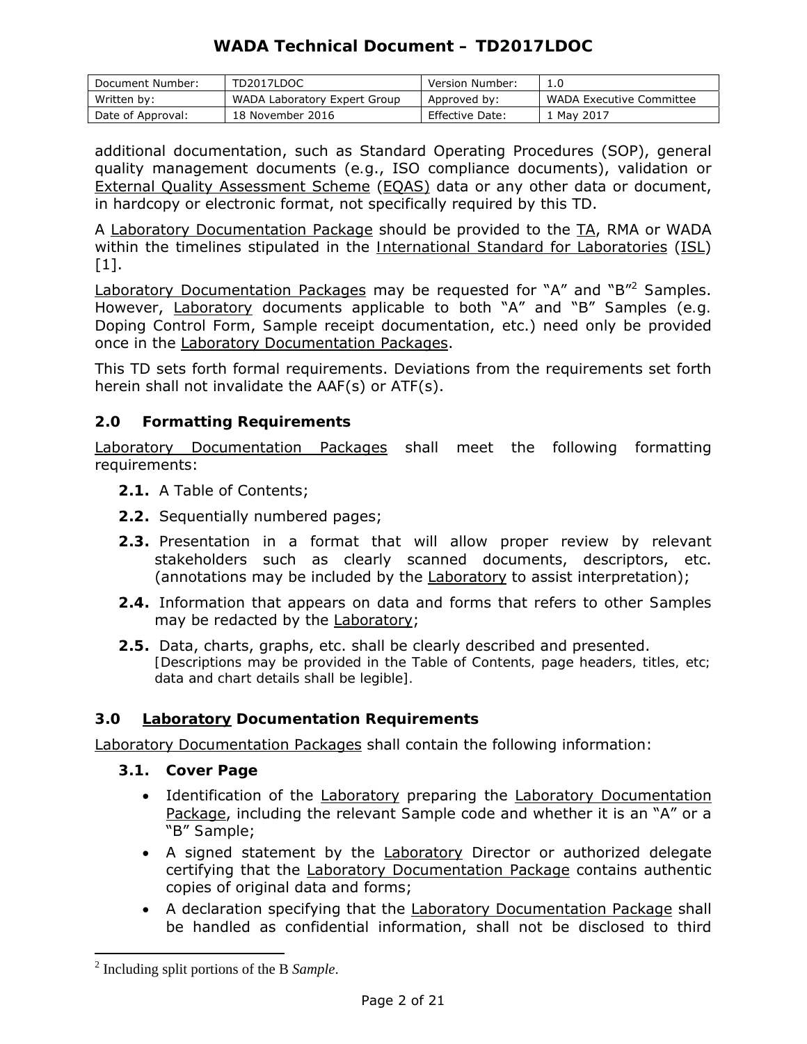additional documentation, such as Standard Operating Procedures (SOP), general quality management documents (e.g., ISO compliance documents), validation or External Quality Assessment Scheme (EQAS) data or any other data or document, in hardcopy or electronic format, not specifically required by this TD.

A Laboratory Documentation Package should be provided to the TA, RMA or WADA within the timelines stipulated in the International Standard for Laboratories (ISL) [1].

Laboratory Documentation Packages may be requested for "A" and "B"[2] Samples. However, Laboratory documents applicable to both "A" and "B" Samples (e.g. Doping Control Form, Sample receipt documentation, etc.) need only be provided once in the Laboratory Documentation Packages.

This TD sets forth formal requirements. Deviations from the requirements set forth herein shall not invalidate the AAF(s) or ATF(s).

## 2.0 Formatting Requirements

Laboratory Documentation Packages shall meet the following formatting requirements:

**2.1.** A Table of Contents;

**2.2.** Sequentially numbered pages;

**2.3.** Presentation in a format that will allow proper review by relevant stakeholders such as clearly scanned documents, descriptors, etc. (annotations may be included by the Laboratory to assist interpretation);

**2.4.** Information that appears on data and forms that refers to other Samples may be redacted by the Laboratory;

**2.5.** Data, charts, graphs, etc. shall be clearly described and presented. [Descriptions may be provided in the Table of Contents, page headers, titles, etc; data and chart details shall be legible].

## 3.0 Laboratory Documentation Requirements

Laboratory Documentation Packages shall contain the following information:

### 3.1. Cover Page

- Identification of the Laboratory preparing the Laboratory Documentation Package, including the relevant Sample code and whether it is an "A" or a "B" Sample;
- A signed statement by the Laboratory Director or authorized delegate certifying that the Laboratory Documentation Package contains authentic copies of original data and forms;
- A declaration specifying that the Laboratory Documentation Package shall be handled as confidential information, shall not be disclosed to third

[2] Including split portions of the B *Sample*.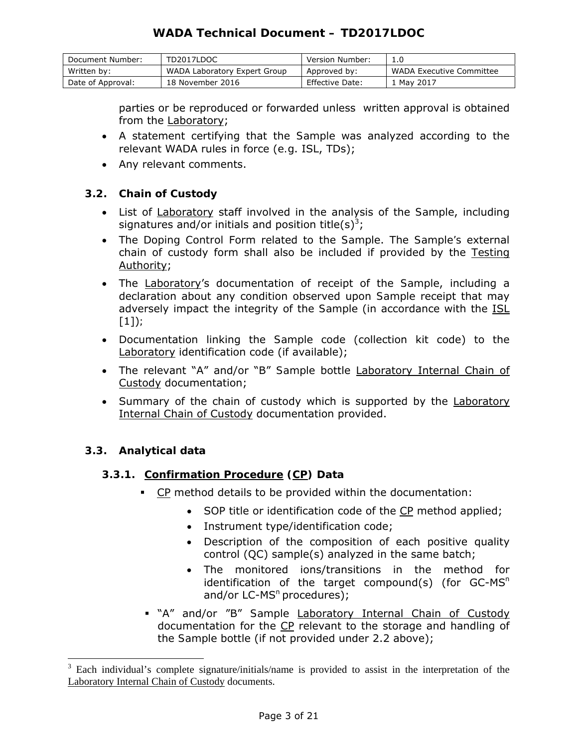parties or be reproduced or forwarded unless written approval is obtained from the Laboratory;

- A statement certifying that the Sample was analyzed according to the relevant WADA rules in force (e.g. ISL, TDs);
- Any relevant comments.

### 3.2. Chain of Custody

- List of Laboratory staff involved in the analysis of the Sample, including signatures and/or initials and position title(s)[3];
- The Doping Control Form related to the Sample. The Sample's external chain of custody form shall also be included if provided by the Testing Authority;
- The Laboratory's documentation of receipt of the Sample, including a declaration about any condition observed upon Sample receipt that may adversely impact the integrity of the Sample (in accordance with the ISL [1]);
- Documentation linking the Sample code (collection kit code) to the Laboratory identification code (if available);
- The relevant "A" and/or "B" Sample bottle Laboratory Internal Chain of Custody documentation;
- Summary of the chain of custody which is supported by the Laboratory Internal Chain of Custody documentation provided.

### 3.3. Analytical data

#### 3.3.1. Confirmation Procedure (CP) Data

- CP method details to be provided within the documentation:
  - SOP title or identification code of the CP method applied;
  - Instrument type/identification code;
  - Description of the composition of each positive quality control (QC) sample(s) analyzed in the same batch;
  - The monitored ions/transitions in the method for identification of the target compound(s) (for GC-MS$^n$ and/or LC-MS$^n$ procedures);
- "A" and/or "B" Sample Laboratory Internal Chain of Custody documentation for the CP relevant to the storage and handling of the Sample bottle (if not provided under 2.2 above);

[3] Each individual's complete signature/initials/name is provided to assist in the interpretation of the Laboratory Internal Chain of Custody documents.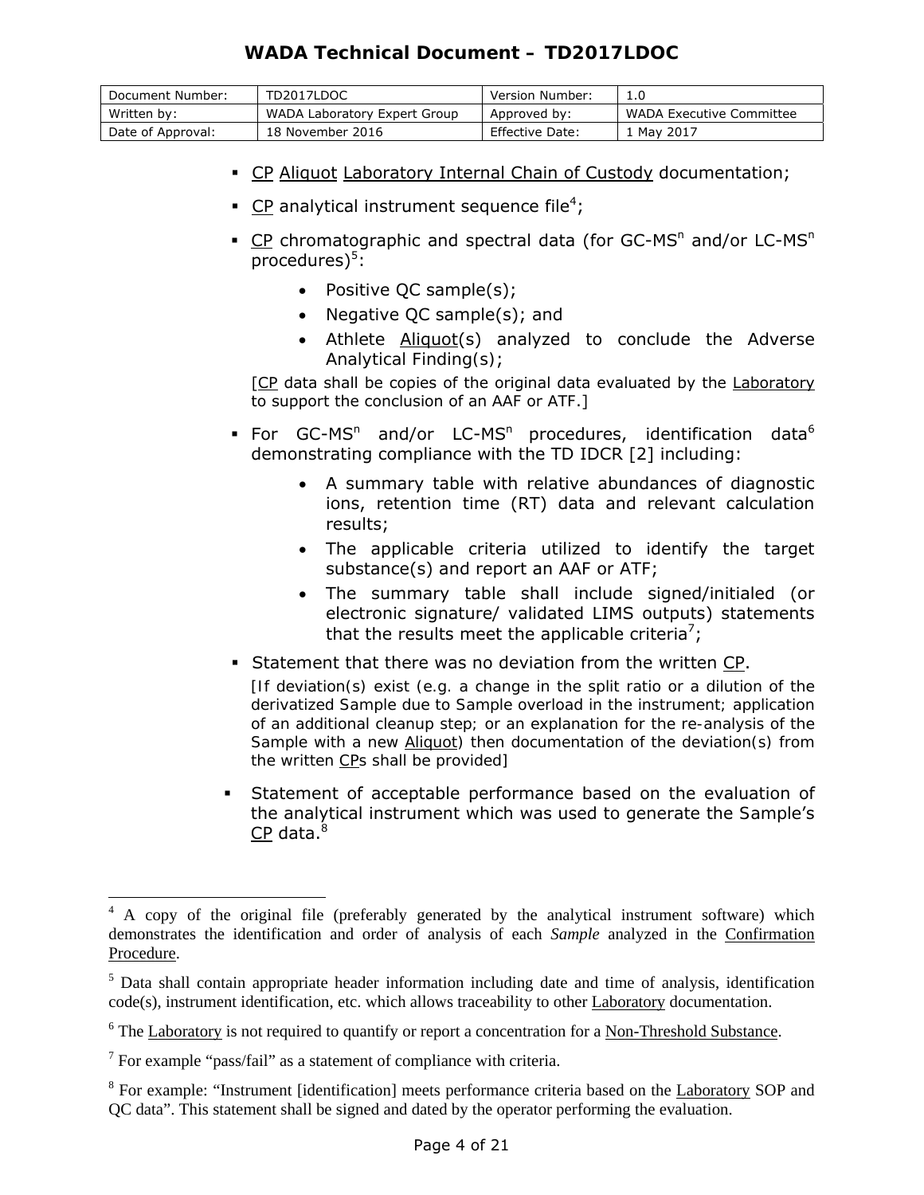- CP Aliquot Laboratory Internal Chain of Custody documentation;
- CP analytical instrument sequence file[4];
- CP chromatographic and spectral data (for GC-$MS^n$ and/or LC-$MS^n$ procedures)[5]:
  - Positive QC sample(s);
  - Negative QC sample(s); and
  - Athlete Aliquot(s) analyzed to conclude the Adverse Analytical Finding(s);

  [CP data shall be copies of the original data evaluated by the Laboratory to support the conclusion of an AAF or ATF.]
- For GC-$MS^n$ and/or LC-$MS^n$ procedures, identification data[6] demonstrating compliance with the TD IDCR [2] including:
  - A summary table with relative abundances of diagnostic ions, retention time (RT) data and relevant calculation results;
  - The applicable criteria utilized to identify the target substance(s) and report an AAF or ATF;
  - The summary table shall include signed/initialed (or electronic signature/ validated LIMS outputs) statements that the results meet the applicable criteria[7];
- Statement that there was no deviation from the written CP.

  [If deviation(s) exist (e.g. a change in the split ratio or a dilution of the derivatized Sample due to Sample overload in the instrument; application of an additional cleanup step; or an explanation for the re-analysis of the Sample with a new Aliquot) then documentation of the deviation(s) from the written CPs shall be provided]
- Statement of acceptable performance based on the evaluation of the analytical instrument which was used to generate the Sample's CP data.[8]

---

[4] A copy of the original file (preferably generated by the analytical instrument software) which demonstrates the identification and order of analysis of each *Sample* analyzed in the Confirmation Procedure.

[5] Data shall contain appropriate header information including date and time of analysis, identification code(s), instrument identification, etc. which allows traceability to other Laboratory documentation.

[6] The Laboratory is not required to quantify or report a concentration for a Non-Threshold Substance.

[7] For example "pass/fail" as a statement of compliance with criteria.

[8] For example: "Instrument [identification] meets performance criteria based on the Laboratory SOP and QC data". This statement shall be signed and dated by the operator performing the evaluation.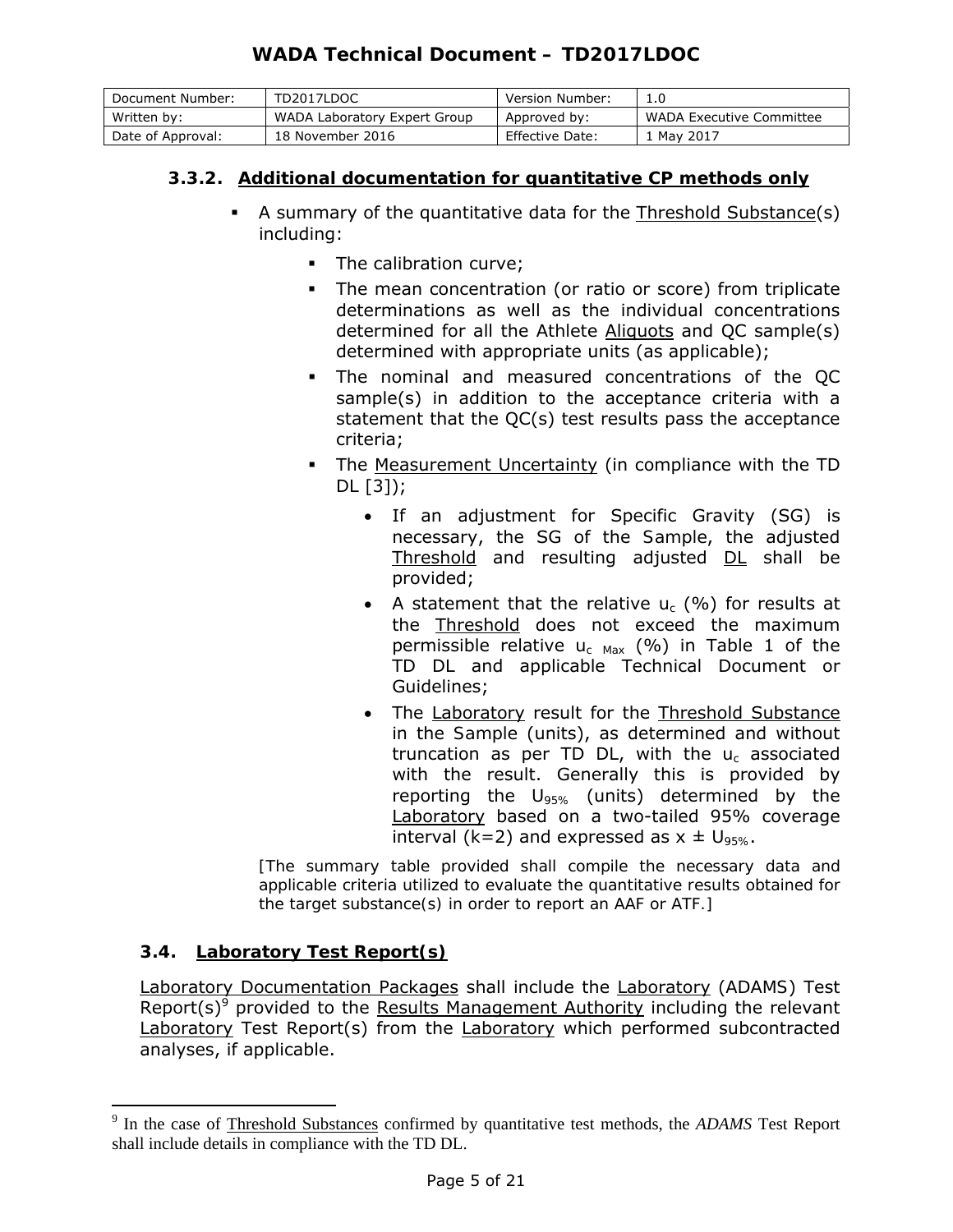### 3.3.2. Additional documentation for quantitative CP methods only

- A summary of the quantitative data for the Threshold Substance(s) including:
  - The calibration curve;
  - The mean concentration (or ratio or score) from triplicate determinations as well as the individual concentrations determined for all the Athlete Aliquots and QC sample(s) determined with appropriate units (as applicable);
  - The nominal and measured concentrations of the QC sample(s) in addition to the acceptance criteria with a statement that the QC(s) test results pass the acceptance criteria;
  - The Measurement Uncertainty (in compliance with the TD DL [3]);
    - If an adjustment for Specific Gravity (SG) is necessary, the SG of the Sample, the adjusted Threshold and resulting adjusted DL shall be provided;
    - A statement that the relative $u_c$ (%) for results at the Threshold does not exceed the maximum permissible relative $u_{c\ Max}$ (%) in Table 1 of the TD DL and applicable Technical Document or Guidelines;
    - The Laboratory result for the Threshold Substance in the Sample (units), as determined and without truncation as per TD DL, with the $u_c$ associated with the result. Generally this is provided by reporting the $U_{95\%}$ (units) determined by the Laboratory based on a two-tailed 95% coverage interval (k=2) and expressed as $x \pm U_{95\%}$.

[The summary table provided shall compile the necessary data and applicable criteria utilized to evaluate the quantitative results obtained for the target substance(s) in order to report an AAF or ATF.]

## 3.4. Laboratory Test Report(s)

Laboratory Documentation Packages shall include the Laboratory (ADAMS) Test Report(s)[9] provided to the Results Management Authority including the relevant Laboratory Test Report(s) from the Laboratory which performed subcontracted analyses, if applicable.

[9] In the case of Threshold Substances confirmed by quantitative test methods, the *ADAMS* Test Report shall include details in compliance with the TD DL.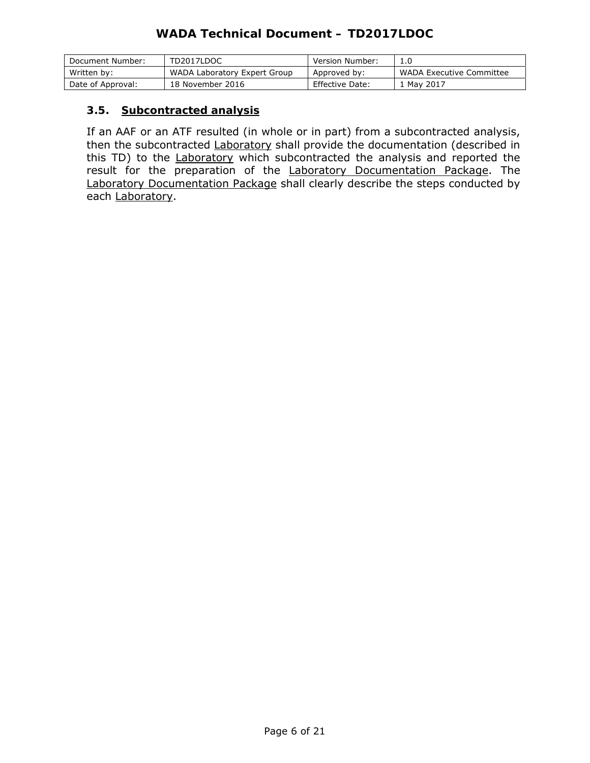### 3.5. <u>Subcontracted analysis</u>

If an AAF or an ATF resulted (in whole or in part) from a subcontracted analysis, then the subcontracted <u>Laboratory</u> shall provide the documentation (described in this TD) to the <u>Laboratory</u> which subcontracted the analysis and reported the result for the preparation of the <u>Laboratory Documentation Package</u>. The <u>Laboratory Documentation Package</u> shall clearly describe the steps conducted by each <u>Laboratory</u>.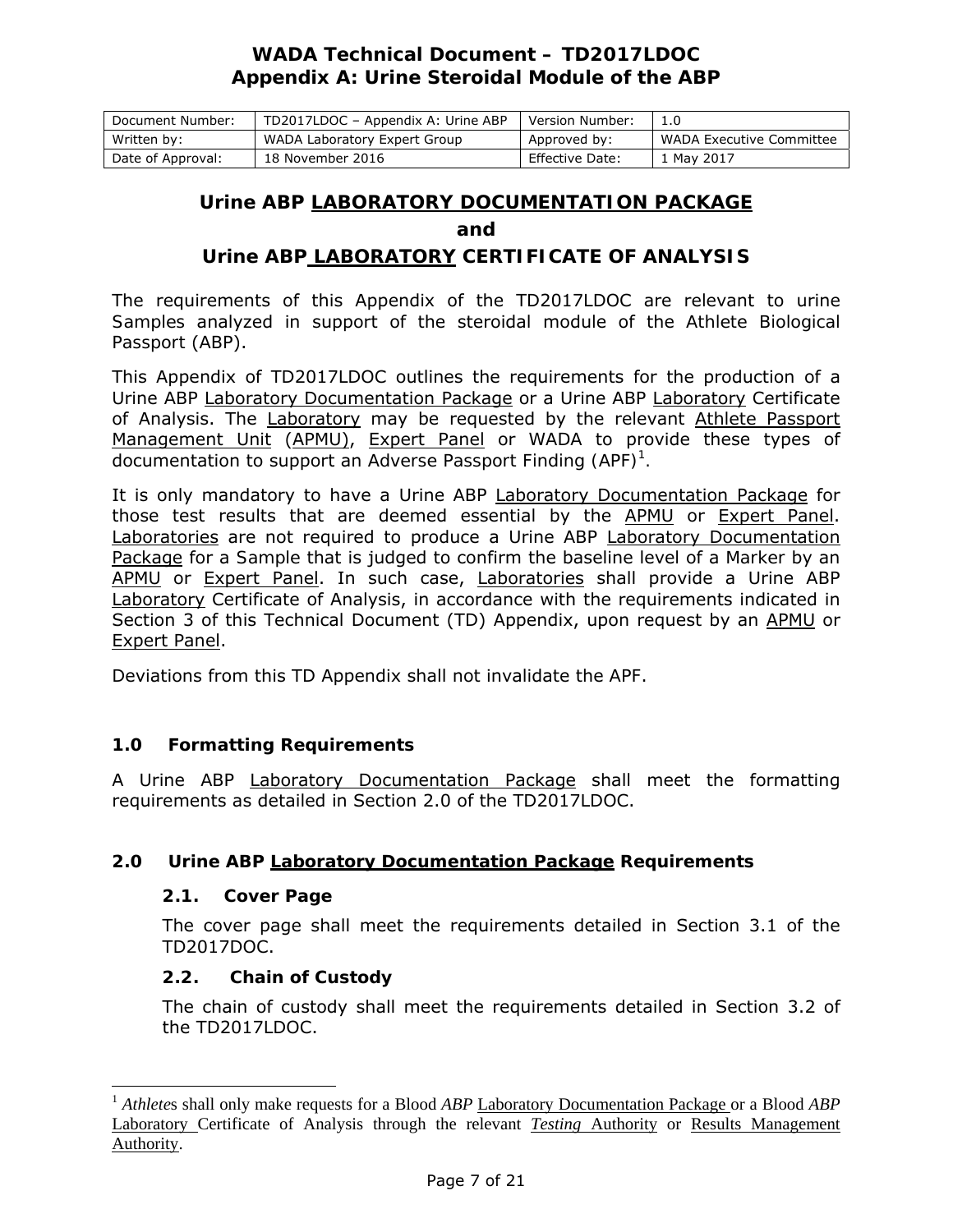# WADA Technical Document – TD2017LDOC
## Appendix A: Urine Steroidal Module of the ABP

| Document Number: | TD2017LDOC – Appendix A: Urine ABP | Version Number: | 1.0 |
|---|---|---|---|
| Written by: | WADA Laboratory Expert Group | Approved by: | WADA Executive Committee |
| Date of Approval: | 18 November 2016 | Effective Date: | 1 May 2017 |

## Urine ABP LABORATORY DOCUMENTATION PACKAGE and Urine ABP LABORATORY CERTIFICATE OF ANALYSIS

The requirements of this Appendix of the TD2017LDOC are relevant to urine Samples analyzed in support of the steroidal module of the Athlete Biological Passport (ABP).

This Appendix of TD2017LDOC outlines the requirements for the production of a Urine ABP Laboratory Documentation Package or a Urine ABP Laboratory Certificate of Analysis. The Laboratory may be requested by the relevant Athlete Passport Management Unit (APMU), Expert Panel or WADA to provide these types of documentation to support an Adverse Passport Finding (APF)[1].

It is only mandatory to have a Urine ABP Laboratory Documentation Package for those test results that are deemed essential by the APMU or Expert Panel. Laboratories are not required to produce a Urine ABP Laboratory Documentation Package for a Sample that is judged to confirm the baseline level of a Marker by an APMU or Expert Panel. In such case, Laboratories shall provide a Urine ABP Laboratory Certificate of Analysis, in accordance with the requirements indicated in Section 3 of this Technical Document (TD) Appendix, upon request by an APMU or Expert Panel.

Deviations from this TD Appendix shall not invalidate the APF.

### 1.0 Formatting Requirements

A Urine ABP Laboratory Documentation Package shall meet the formatting requirements as detailed in Section 2.0 of the TD2017LDOC.

### 2.0 Urine ABP Laboratory Documentation Package Requirements

#### 2.1. Cover Page

The cover page shall meet the requirements detailed in Section 3.1 of the TD2017DOC.

#### 2.2. Chain of Custody

The chain of custody shall meet the requirements detailed in Section 3.2 of the TD2017LDOC.

---

[1] *Athletes* shall only make requests for a Blood *ABP* Laboratory Documentation Package or a Blood *ABP* Laboratory Certificate of Analysis through the relevant *Testing* Authority or Results Management Authority.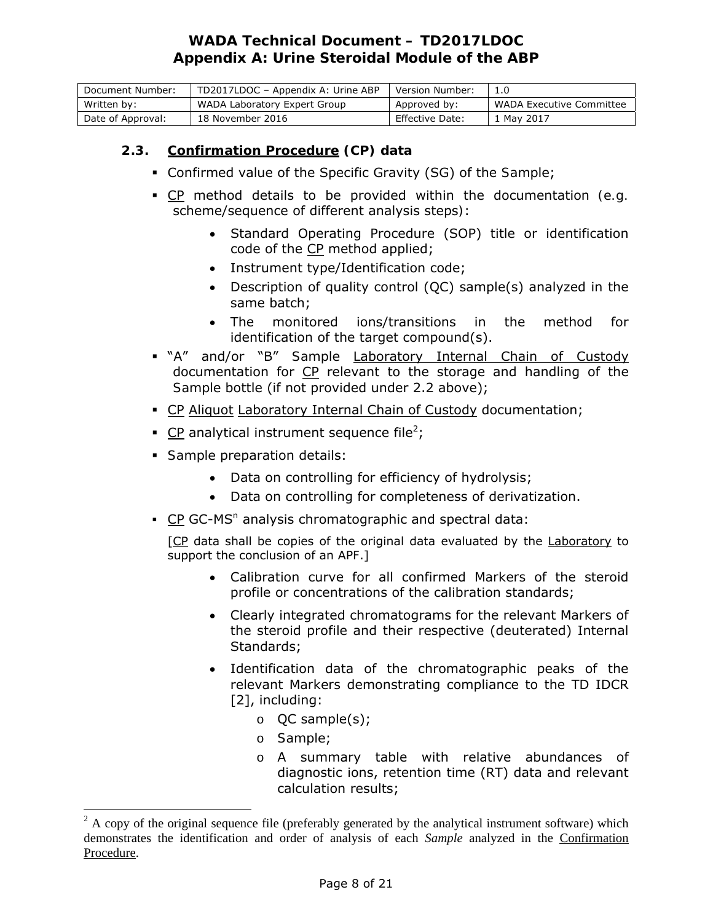### 2.3. Confirmation Procedure (CP) data

- Confirmed value of the Specific Gravity (SG) of the Sample;
- CP method details to be provided within the documentation (e.g. scheme/sequence of different analysis steps):
  - Standard Operating Procedure (SOP) title or identification code of the CP method applied;
  - Instrument type/Identification code;
  - Description of quality control (QC) sample(s) analyzed in the same batch;
  - The monitored ions/transitions in the method for identification of the target compound(s).
- "A" and/or "B" Sample Laboratory Internal Chain of Custody documentation for CP relevant to the storage and handling of the Sample bottle (if not provided under 2.2 above);
- CP Aliquot Laboratory Internal Chain of Custody documentation;
- CP analytical instrument sequence file[2];
- Sample preparation details:
  - Data on controlling for efficiency of hydrolysis;
  - Data on controlling for completeness of derivatization.
- CP GC-$MS^n$ analysis chromatographic and spectral data:

  [CP data shall be copies of the original data evaluated by the Laboratory to support the conclusion of an APF.]

  - Calibration curve for all confirmed Markers of the steroid profile or concentrations of the calibration standards;
  - Clearly integrated chromatograms for the relevant Markers of the steroid profile and their respective (deuterated) Internal Standards;
  - Identification data of the chromatographic peaks of the relevant Markers demonstrating compliance to the TD IDCR [2], including:
    - QC sample(s);
    - Sample;
    - A summary table with relative abundances of diagnostic ions, retention time (RT) data and relevant calculation results;

---

[2] A copy of the original sequence file (preferably generated by the analytical instrument software) which demonstrates the identification and order of analysis of each *Sample* analyzed in the Confirmation Procedure.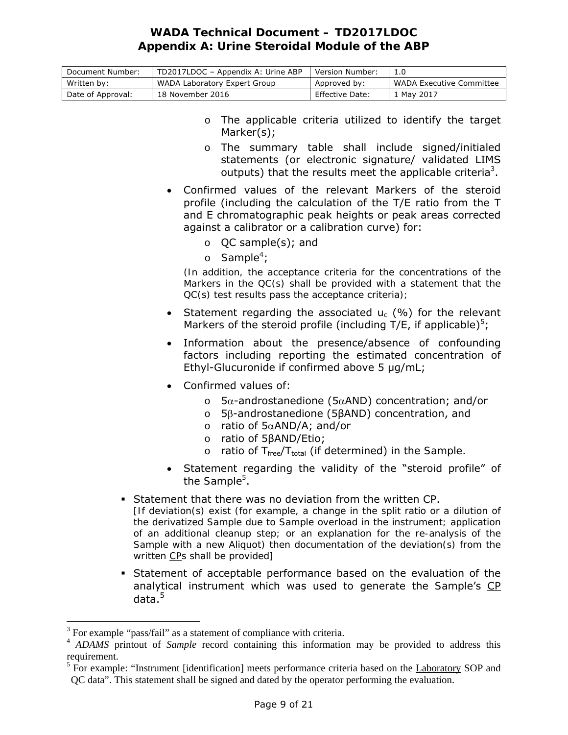- The applicable criteria utilized to identify the target Marker(s);
   - The summary table shall include signed/initialed statements (or electronic signature/ validated LIMS outputs) that the results meet the applicable criteria[3].

- Confirmed values of the relevant Markers of the steroid profile (including the calculation of the T/E ratio from the T and E chromatographic peak heights or peak areas corrected against a calibrator or a calibration curve) for:
   - QC sample(s); and
   - Sample[4];

  (In addition, the acceptance criteria for the concentrations of the Markers in the QC(s) shall be provided with a statement that the QC(s) test results pass the acceptance criteria);

- Statement regarding the associated $u_c$ (%) for the relevant Markers of the steroid profile (including T/E, if applicable)[5];
- Information about the presence/absence of confounding factors including reporting the estimated concentration of Ethyl-Glucuronide if confirmed above 5 µg/mL;
- Confirmed values of:
   - 5α-androstanedione (5αAND) concentration; and/or
   - 5β-androstanedione (5βAND) concentration, and
   - ratio of 5αAND/A; and/or
   - ratio of 5βAND/Etio;
   - ratio of $T_{free}/T_{total}$ (if determined) in the Sample.
- Statement regarding the validity of the "steroid profile" of the Sample[5].

▪ Statement that there was no deviation from the written CP.
[If deviation(s) exist (for example, a change in the split ratio or a dilution of the derivatized Sample due to Sample overload in the instrument; application of an additional cleanup step; or an explanation for the re-analysis of the Sample with a new Aliquot) then documentation of the deviation(s) from the written CPs shall be provided]

▪ Statement of acceptable performance based on the evaluation of the analytical instrument which was used to generate the Sample's CP data.[5]

---

[3] For example "pass/fail" as a statement of compliance with criteria.

[4] *ADAMS* printout of *Sample* record containing this information may be provided to address this requirement.

[5] For example: "Instrument [identification] meets performance criteria based on the Laboratory SOP and QC data". This statement shall be signed and dated by the operator performing the evaluation.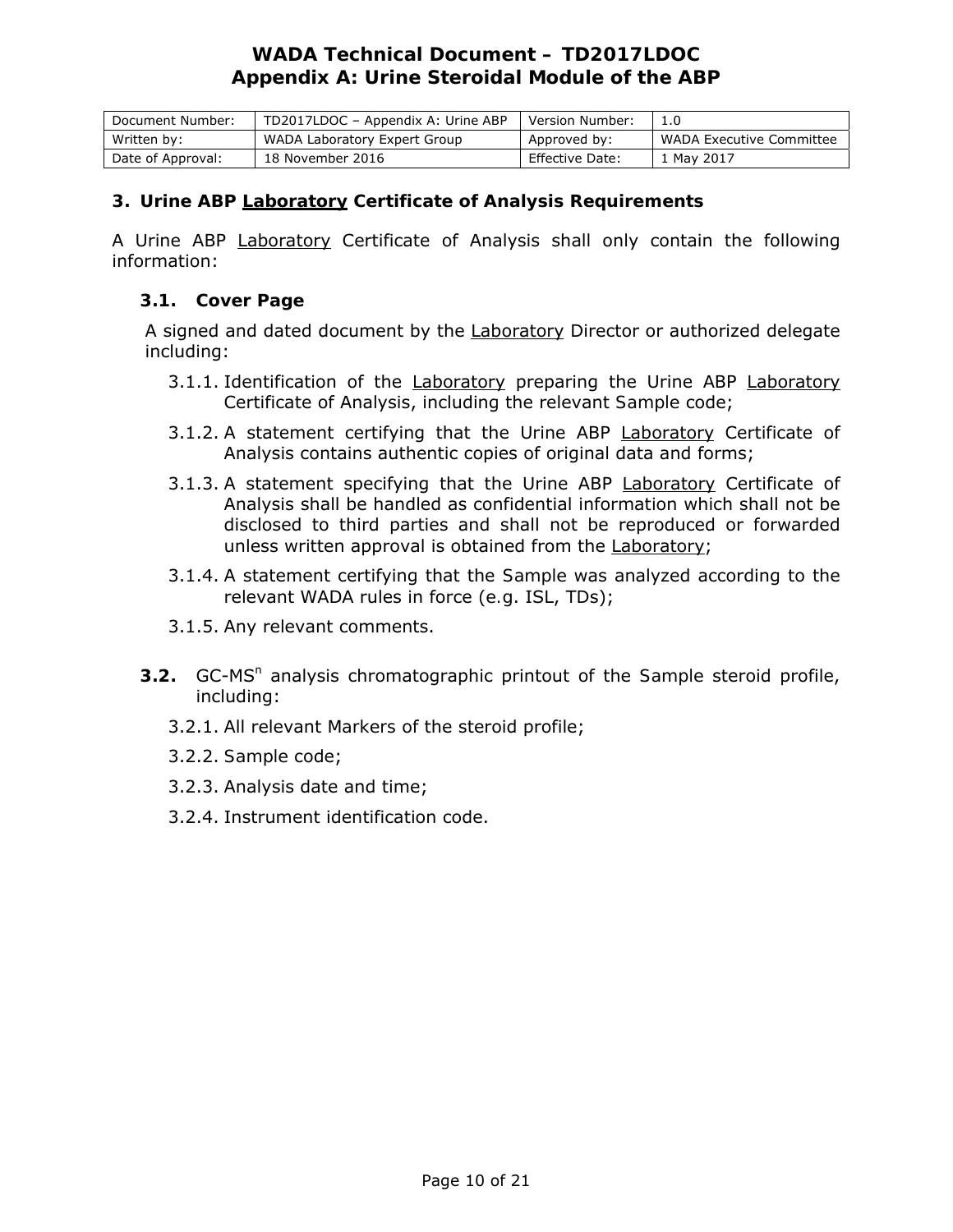## 3. Urine ABP Laboratory Certificate of Analysis Requirements

A Urine ABP Laboratory Certificate of Analysis shall only contain the following information:

### 3.1. Cover Page

A signed and dated document by the Laboratory Director or authorized delegate including:

3.1.1. Identification of the Laboratory preparing the Urine ABP Laboratory Certificate of Analysis, including the relevant Sample code;

3.1.2. A statement certifying that the Urine ABP Laboratory Certificate of Analysis contains authentic copies of original data and forms;

3.1.3. A statement specifying that the Urine ABP Laboratory Certificate of Analysis shall be handled as confidential information which shall not be disclosed to third parties and shall not be reproduced or forwarded unless written approval is obtained from the Laboratory;

3.1.4. A statement certifying that the Sample was analyzed according to the relevant WADA rules in force (e.g. ISL, TDs);

3.1.5. Any relevant comments.

### 3.2. GC-$MS^n$ analysis chromatographic printout of the Sample steroid profile, including:

3.2.1. All relevant Markers of the steroid profile;

3.2.2. Sample code;

3.2.3. Analysis date and time;

3.2.4. Instrument identification code.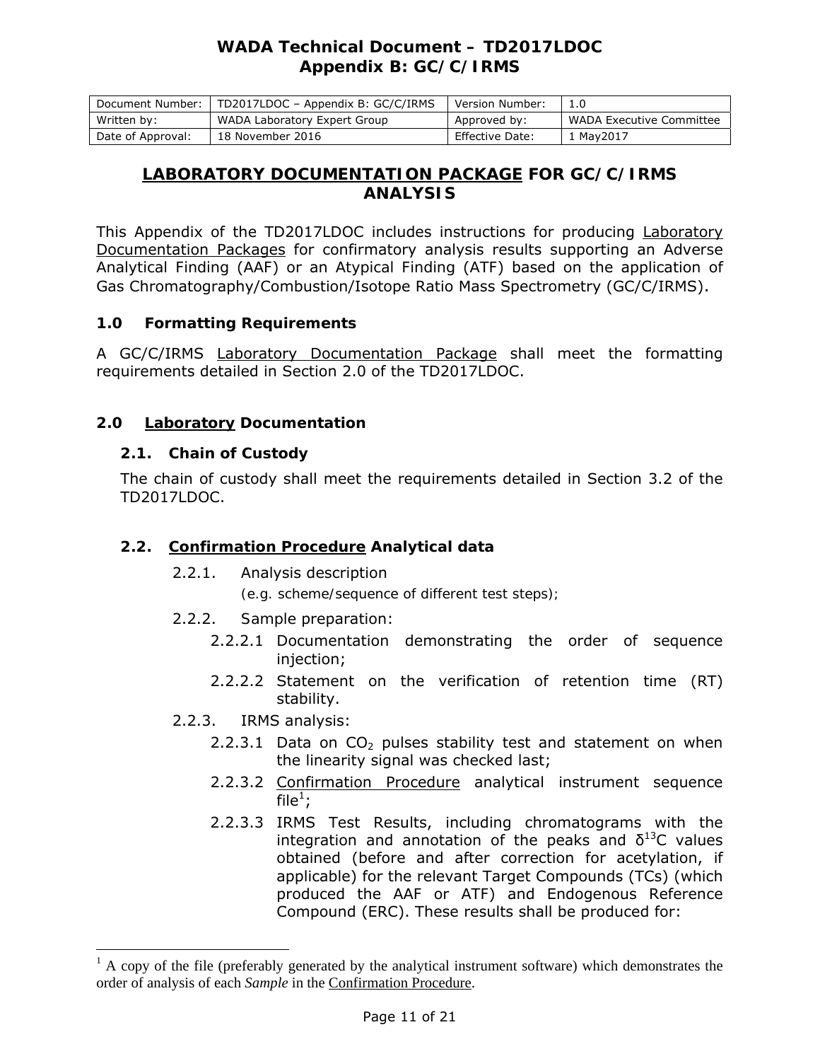# WADA Technical Document – TD2017LDOC
## Appendix B: GC/C/IRMS

| Document Number: | TD2017LDOC – Appendix B: GC/C/IRMS | Version Number: | 1.0 |
|---|---|---|---|
| Written by: | WADA Laboratory Expert Group | Approved by: | WADA Executive Committee |
| Date of Approval: | 18 November 2016 | Effective Date: | 1 May2017 |

## LABORATORY DOCUMENTATION PACKAGE FOR GC/C/IRMS ANALYSIS

This Appendix of the TD2017LDOC includes instructions for producing Laboratory Documentation Packages for confirmatory analysis results supporting an Adverse Analytical Finding (AAF) or an Atypical Finding (ATF) based on the application of Gas Chromatography/Combustion/Isotope Ratio Mass Spectrometry (GC/C/IRMS).

### 1.0 Formatting Requirements

A GC/C/IRMS Laboratory Documentation Package shall meet the formatting requirements detailed in Section 2.0 of the TD2017LDOC.

### 2.0 Laboratory Documentation

#### 2.1. Chain of Custody

The chain of custody shall meet the requirements detailed in Section 3.2 of the TD2017LDOC.

#### 2.2. Confirmation Procedure Analytical data

- 2.2.1. Analysis description
  (e.g. scheme/sequence of different test steps);
- 2.2.2. Sample preparation:
  - 2.2.2.1 Documentation demonstrating the order of sequence injection;
  - 2.2.2.2 Statement on the verification of retention time (RT) stability.
- 2.2.3. IRMS analysis:
  - 2.2.3.1 Data on $CO_2$ pulses stability test and statement on when the linearity signal was checked last;
  - 2.2.3.2 Confirmation Procedure analytical instrument sequence file[1];
  - 2.2.3.3 IRMS Test Results, including chromatograms with the integration and annotation of the peaks and $\delta^{13}C$ values obtained (before and after correction for acetylation, if applicable) for the relevant Target Compounds (TCs) (which produced the AAF or ATF) and Endogenous Reference Compound (ERC). These results shall be produced for:

---

[1] A copy of the file (preferably generated by the analytical instrument software) which demonstrates the order of analysis of each *Sample* in the Confirmation Procedure.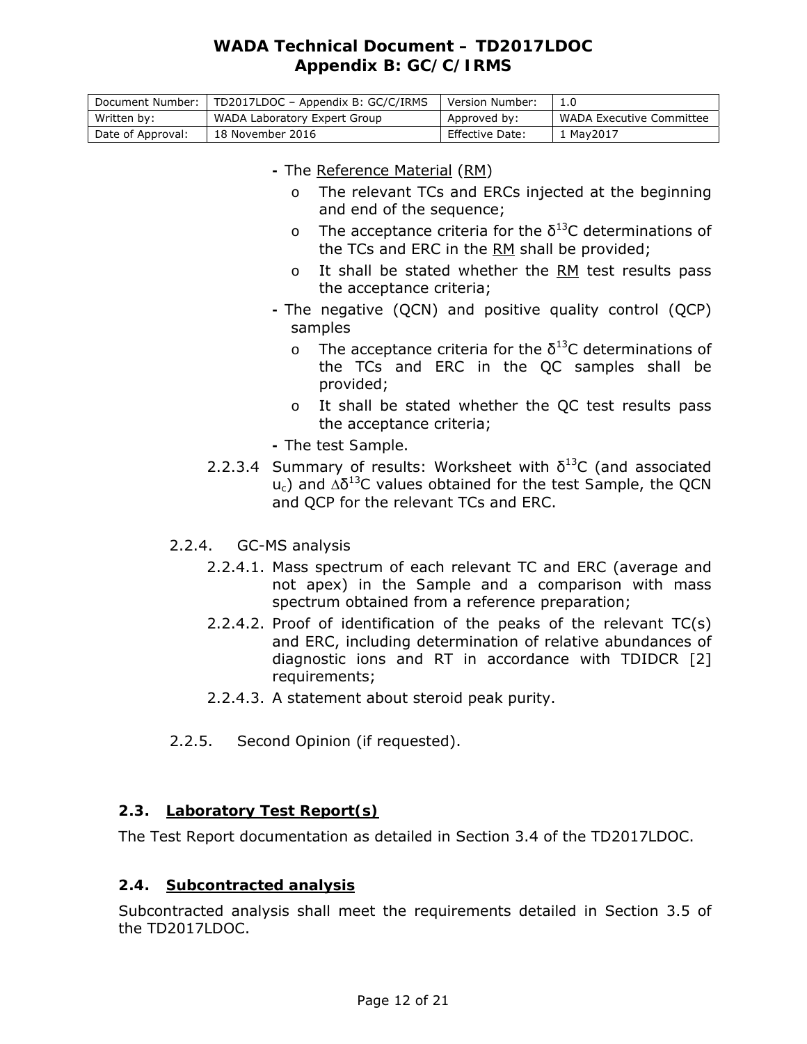- The Reference Material (RM)
    - o The relevant TCs and ERCs injected at the beginning and end of the sequence;
    - o The acceptance criteria for the $\delta^{13}C$ determinations of the TCs and ERC in the RM shall be provided;
    - o It shall be stated whether the RM test results pass the acceptance criteria;
- The negative (QCN) and positive quality control (QCP) samples
    - o The acceptance criteria for the $\delta^{13}C$ determinations of the TCs and ERC in the QC samples shall be provided;
    - o It shall be stated whether the QC test results pass the acceptance criteria;
- The test Sample.

2.2.3.4 Summary of results: Worksheet with $\delta^{13}C$ (and associated $u_c$) and $\Delta\delta^{13}C$ values obtained for the test Sample, the QCN and QCP for the relevant TCs and ERC.

2.2.4. GC-MS analysis

2.2.4.1. Mass spectrum of each relevant TC and ERC (average and not apex) in the Sample and a comparison with mass spectrum obtained from a reference preparation;

2.2.4.2. Proof of identification of the peaks of the relevant TC(s) and ERC, including determination of relative abundances of diagnostic ions and RT in accordance with TDIDCR [2] requirements;

2.2.4.3. A statement about steroid peak purity.

2.2.5. Second Opinion (if requested).

### 2.3. Laboratory Test Report(s)

The Test Report documentation as detailed in Section 3.4 of the TD2017LDOC.

### 2.4. Subcontracted analysis

Subcontracted analysis shall meet the requirements detailed in Section 3.5 of the TD2017LDOC.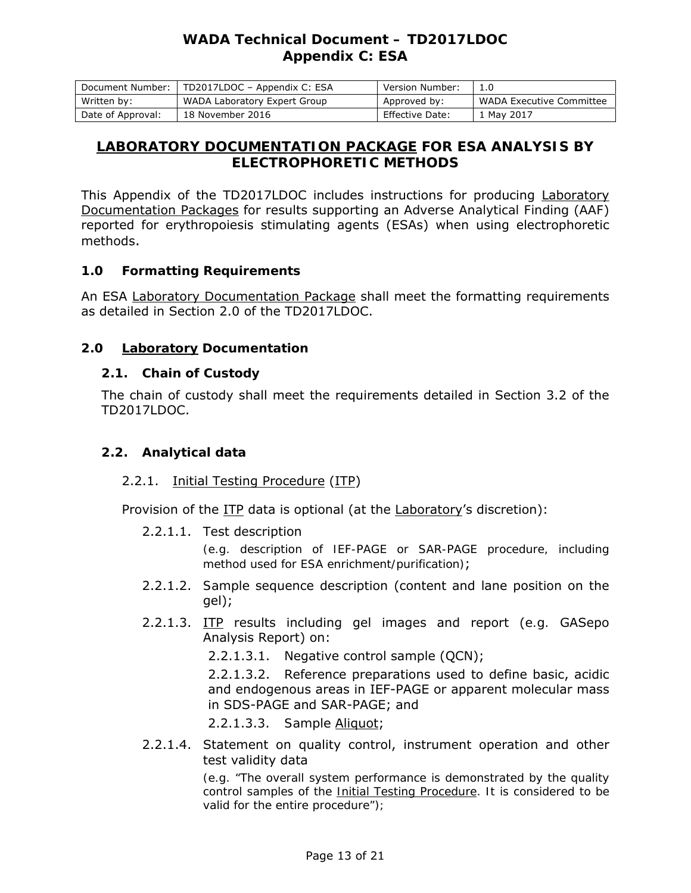# WADA Technical Document – TD2017LDOC
# Appendix C: ESA

| Document Number: | TD2017LDOC – Appendix C: ESA | Version Number: | 1.0 |
|---|---|---|---|
| Written by: | WADA Laboratory Expert Group | Approved by: | WADA Executive Committee |
| Date of Approval: | 18 November 2016 | Effective Date: | 1 May 2017 |

## LABORATORY DOCUMENTATION PACKAGE FOR ESA ANALYSIS BY ELECTROPHORETIC METHODS

This Appendix of the TD2017LDOC includes instructions for producing Laboratory Documentation Packages for results supporting an Adverse Analytical Finding (AAF) reported for erythropoiesis stimulating agents (ESAs) when using electrophoretic methods.

### 1.0 Formatting Requirements

An ESA Laboratory Documentation Package shall meet the formatting requirements as detailed in Section 2.0 of the TD2017LDOC.

### 2.0 Laboratory Documentation

#### 2.1. Chain of Custody

The chain of custody shall meet the requirements detailed in Section 3.2 of the TD2017LDOC.

#### 2.2. Analytical data

2.2.1. Initial Testing Procedure (ITP)

Provision of the ITP data is optional (at the Laboratory's discretion):

- 2.2.1.1. Test description
  (e.g. description of IEF-PAGE or SAR-PAGE procedure, including method used for ESA enrichment/purification);
- 2.2.1.2. Sample sequence description (content and lane position on the gel);
- 2.2.1.3. ITP results including gel images and report (e.g. GASepo Analysis Report) on:
  - 2.2.1.3.1. Negative control sample (QCN);
  - 2.2.1.3.2. Reference preparations used to define basic, acidic and endogenous areas in IEF-PAGE or apparent molecular mass in SDS-PAGE and SAR-PAGE; and
  - 2.2.1.3.3. Sample Aliquot;
- 2.2.1.4. Statement on quality control, instrument operation and other test validity data
  (e.g. "The overall system performance is demonstrated by the quality control samples of the Initial Testing Procedure. It is considered to be valid for the entire procedure");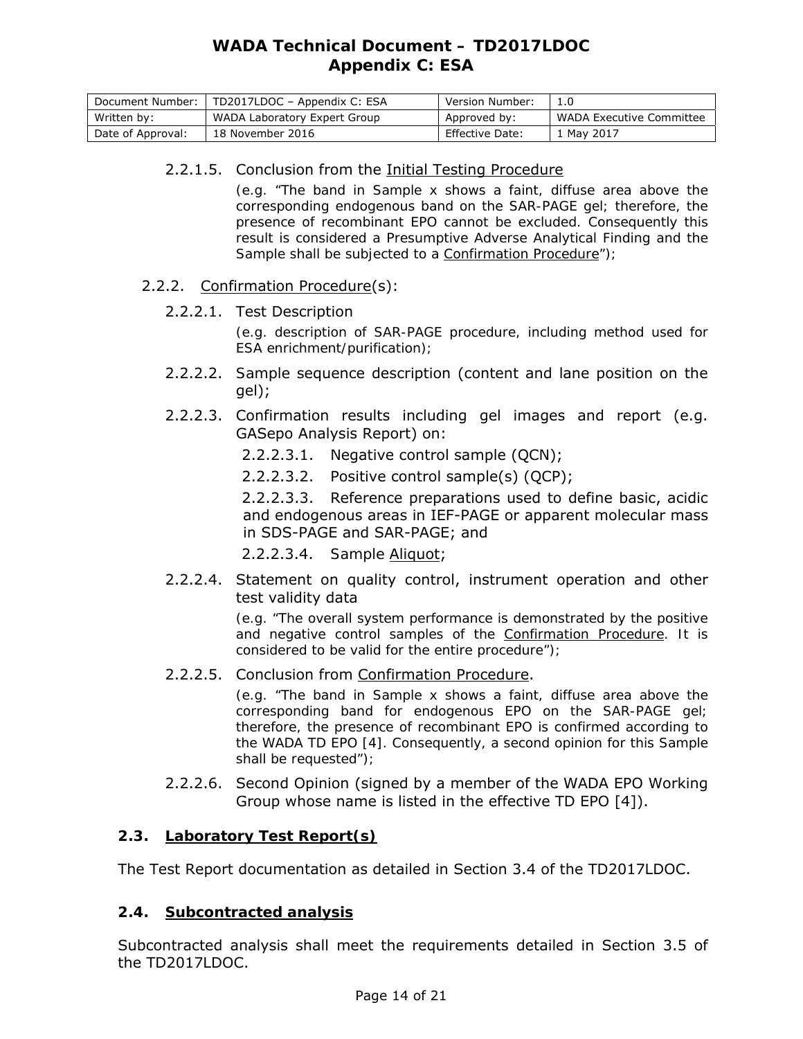2.2.1.5. Conclusion from the Initial Testing Procedure

(e.g. "The band in Sample x shows a faint, diffuse area above the corresponding endogenous band on the SAR-PAGE gel; therefore, the presence of recombinant EPO cannot be excluded. Consequently this result is considered a Presumptive Adverse Analytical Finding and the Sample shall be subjected to a Confirmation Procedure");

2.2.2. Confirmation Procedure(s):

2.2.2.1. Test Description

(e.g. description of SAR-PAGE procedure, including method used for ESA enrichment/purification);

2.2.2.2. Sample sequence description (content and lane position on the gel);

2.2.2.3. Confirmation results including gel images and report (e.g. GASepo Analysis Report) on:

2.2.2.3.1. Negative control sample (QCN);

2.2.2.3.2. Positive control sample(s) (QCP);

2.2.2.3.3. Reference preparations used to define basic, acidic and endogenous areas in IEF-PAGE or apparent molecular mass in SDS-PAGE and SAR-PAGE; and

2.2.2.3.4. Sample Aliquot;

2.2.2.4. Statement on quality control, instrument operation and other test validity data

(e.g. "The overall system performance is demonstrated by the positive and negative control samples of the Confirmation Procedure. It is considered to be valid for the entire procedure");

2.2.2.5. Conclusion from Confirmation Procedure.

(e.g. "The band in Sample x shows a faint, diffuse area above the corresponding band for endogenous EPO on the SAR-PAGE gel; therefore, the presence of recombinant EPO is confirmed according to the WADA TD EPO [4]. Consequently, a second opinion for this Sample shall be requested");

2.2.2.6. Second Opinion (signed by a member of the WADA EPO Working Group whose name is listed in the effective TD EPO [4]).

### 2.3. Laboratory Test Report(s)

The Test Report documentation as detailed in Section 3.4 of the TD2017LDOC.

### 2.4. Subcontracted analysis

Subcontracted analysis shall meet the requirements detailed in Section 3.5 of the TD2017LDOC.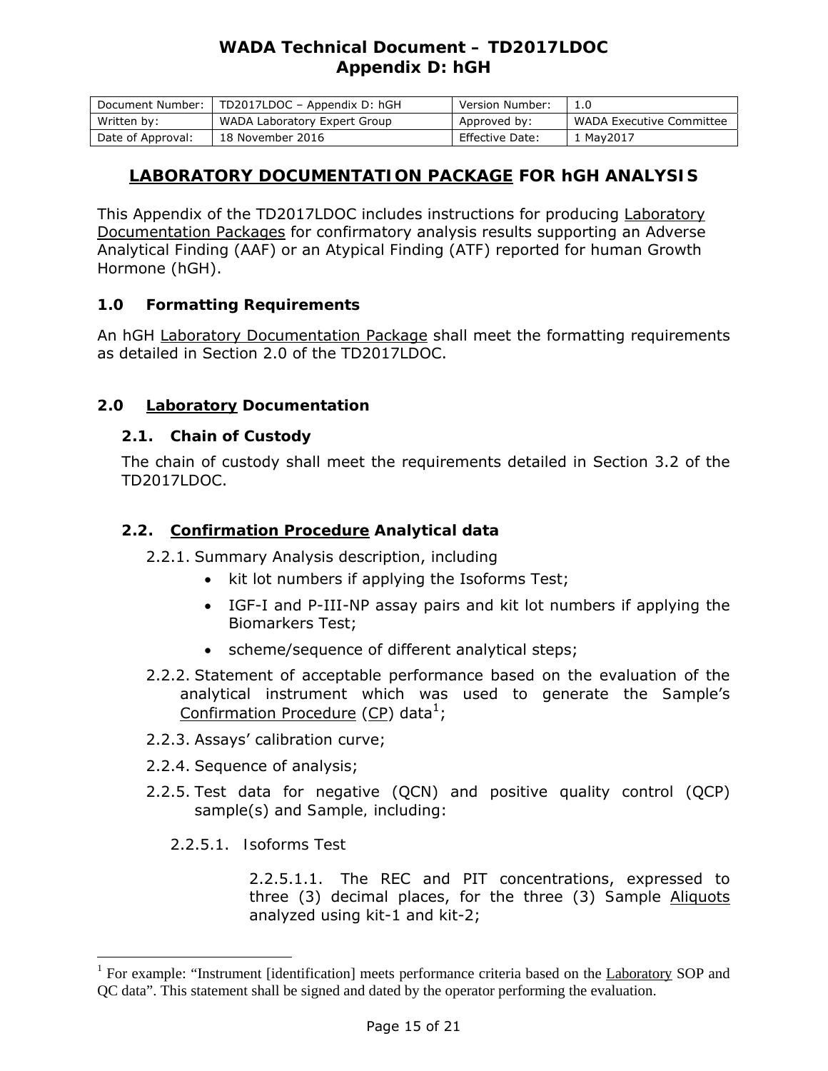# WADA Technical Document – TD2017LDOC
## Appendix D: hGH

| Document Number: | TD2017LDOC – Appendix D: hGH | Version Number: | 1.0 |
|---|---|---|---|
| Written by: | WADA Laboratory Expert Group | Approved by: | WADA Executive Committee |
| Date of Approval: | 18 November 2016 | Effective Date: | 1 May2017 |

## LABORATORY DOCUMENTATION PACKAGE FOR hGH ANALYSIS

This Appendix of the TD2017LDOC includes instructions for producing Laboratory Documentation Packages for confirmatory analysis results supporting an Adverse Analytical Finding (AAF) or an Atypical Finding (ATF) reported for human Growth Hormone (hGH).

### 1.0 Formatting Requirements

An hGH Laboratory Documentation Package shall meet the formatting requirements as detailed in Section 2.0 of the TD2017LDOC.

### 2.0 Laboratory Documentation

#### 2.1. Chain of Custody

The chain of custody shall meet the requirements detailed in Section 3.2 of the TD2017LDOC.

#### 2.2. Confirmation Procedure Analytical data

2.2.1. Summary Analysis description, including

- kit lot numbers if applying the Isoforms Test;
- IGF-I and P-III-NP assay pairs and kit lot numbers if applying the Biomarkers Test;
- scheme/sequence of different analytical steps;

2.2.2. Statement of acceptable performance based on the evaluation of the analytical instrument which was used to generate the Sample's Confirmation Procedure (CP) data[1];

2.2.3. Assays' calibration curve;

2.2.4. Sequence of analysis;

2.2.5. Test data for negative (QCN) and positive quality control (QCP) sample(s) and Sample, including:

2.2.5.1. Isoforms Test

2.2.5.1.1. The REC and PIT concentrations, expressed to three (3) decimal places, for the three (3) Sample Aliquots analyzed using kit-1 and kit-2;

---

[1] For example: "Instrument [identification] meets performance criteria based on the Laboratory SOP and QC data". This statement shall be signed and dated by the operator performing the evaluation.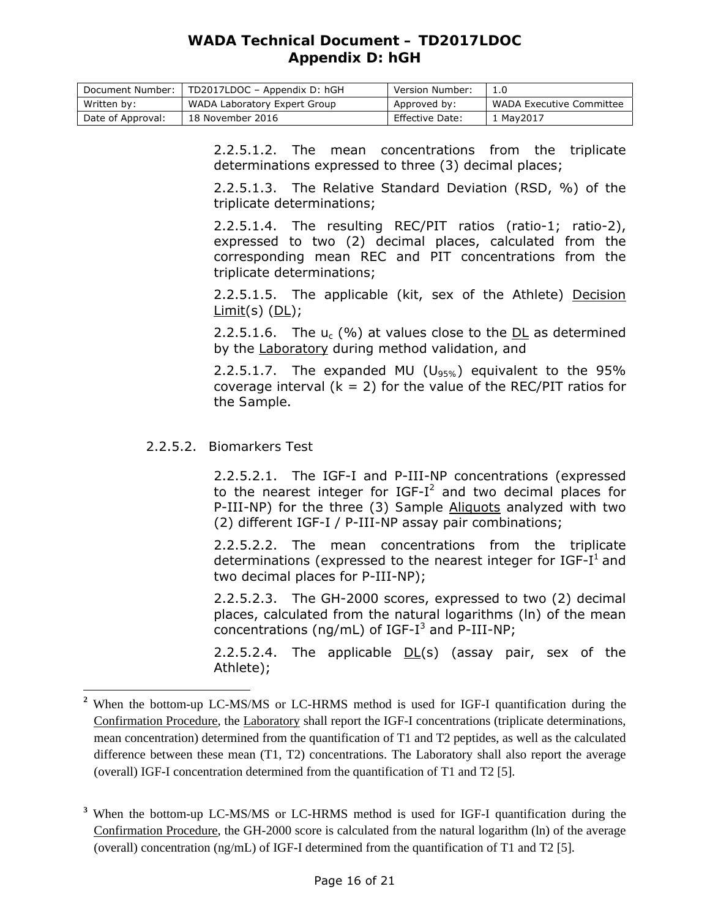2.2.5.1.2. The mean concentrations from the triplicate determinations expressed to three (3) decimal places;

2.2.5.1.3. The Relative Standard Deviation (RSD, %) of the triplicate determinations;

2.2.5.1.4. The resulting REC/PIT ratios (ratio-1; ratio-2), expressed to two (2) decimal places, calculated from the corresponding mean REC and PIT concentrations from the triplicate determinations;

2.2.5.1.5. The applicable (kit, sex of the Athlete) Decision Limit(s) (DL);

2.2.5.1.6. The $u_c$ (%) at values close to the DL as determined by the Laboratory during method validation, and

2.2.5.1.7. The expanded MU ($U_{95\%}$) equivalent to the 95% coverage interval (k = 2) for the value of the REC/PIT ratios for the Sample.

2.2.5.2. Biomarkers Test

2.2.5.2.1. The IGF-I and P-III-NP concentrations (expressed to the nearest integer for IGF-I[2] and two decimal places for P-III-NP) for the three (3) Sample Aliquots analyzed with two (2) different IGF-I / P-III-NP assay pair combinations;

2.2.5.2.2. The mean concentrations from the triplicate determinations (expressed to the nearest integer for IGF-I[1] and two decimal places for P-III-NP);

2.2.5.2.3. The GH-2000 scores, expressed to two (2) decimal places, calculated from the natural logarithms (ln) of the mean concentrations (ng/mL) of IGF-I[3] and P-III-NP;

2.2.5.2.4. The applicable DL(s) (assay pair, sex of the Athlete);

---

[2] When the bottom-up LC-MS/MS or LC-HRMS method is used for IGF-I quantification during the Confirmation Procedure, the Laboratory shall report the IGF-I concentrations (triplicate determinations, mean concentration) determined from the quantification of T1 and T2 peptides, as well as the calculated difference between these mean (T1, T2) concentrations. The Laboratory shall also report the average (overall) IGF-I concentration determined from the quantification of T1 and T2 [5].

[3] When the bottom-up LC-MS/MS or LC-HRMS method is used for IGF-I quantification during the Confirmation Procedure, the GH-2000 score is calculated from the natural logarithm (ln) of the average (overall) concentration (ng/mL) of IGF-I determined from the quantification of T1 and T2 [5].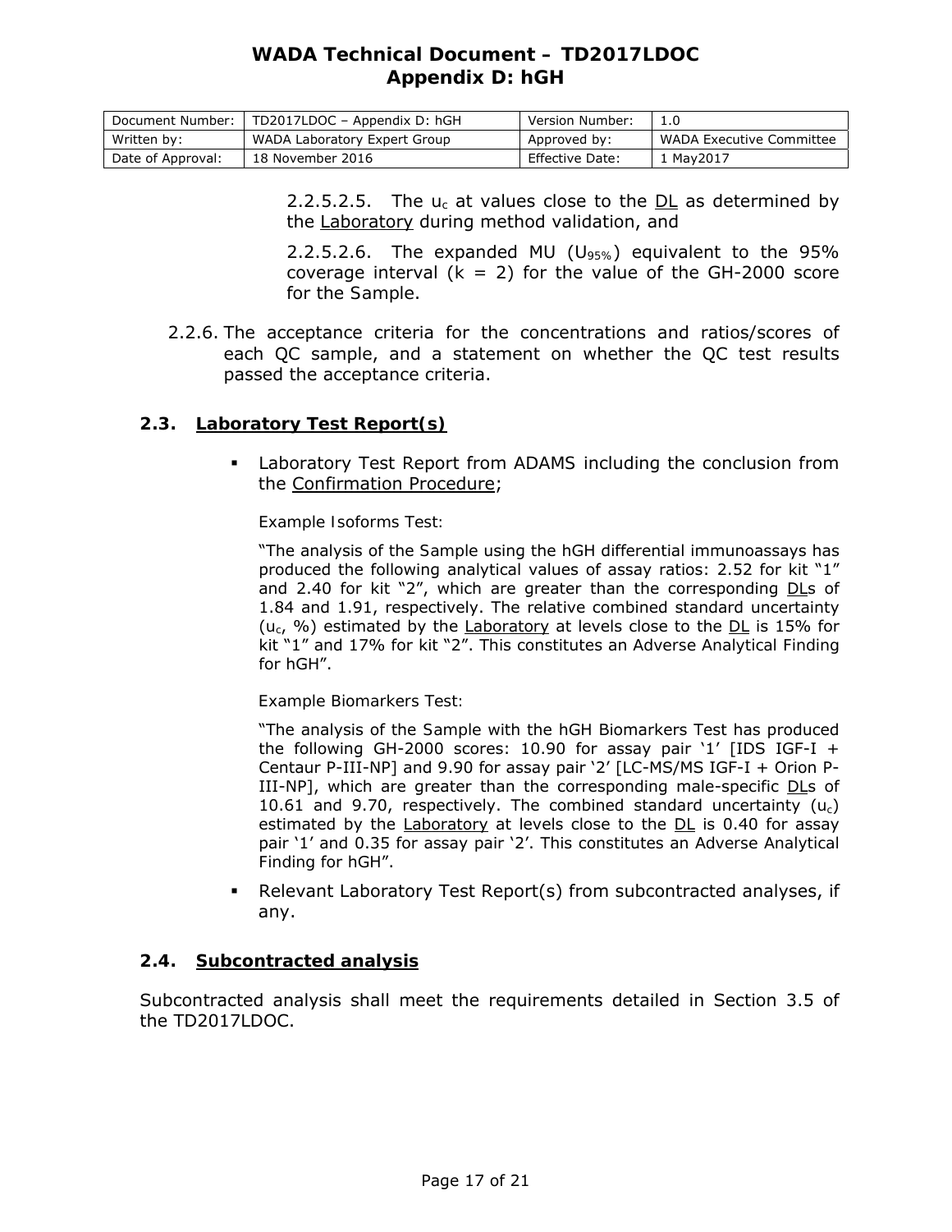2.2.5.2.5. The $u_c$ at values close to the DL as determined by the Laboratory during method validation, and

2.2.5.2.6. The expanded MU ($U_{95\%}$) equivalent to the 95% coverage interval ($k = 2$) for the value of the GH-2000 score for the Sample.

2.2.6. The acceptance criteria for the concentrations and ratios/scores of each QC sample, and a statement on whether the QC test results passed the acceptance criteria.

### 2.3. Laboratory Test Report(s)

- Laboratory Test Report from ADAMS including the conclusion from the Confirmation Procedure;

  Example Isoforms Test:

  "The analysis of the Sample using the hGH differential immunoassays has produced the following analytical values of assay ratios: 2.52 for kit "1" and 2.40 for kit "2", which are greater than the corresponding DLs of 1.84 and 1.91, respectively. The relative combined standard uncertainty ($u_c$, %) estimated by the Laboratory at levels close to the DL is 15% for kit "1" and 17% for kit "2". This constitutes an Adverse Analytical Finding for hGH".

  Example Biomarkers Test:

  "The analysis of the Sample with the hGH Biomarkers Test has produced the following GH-2000 scores: 10.90 for assay pair '1' [IDS IGF-I + Centaur P-III-NP] and 9.90 for assay pair '2' [LC-MS/MS IGF-I + Orion P-III-NP], which are greater than the corresponding male-specific DLs of 10.61 and 9.70, respectively. The combined standard uncertainty ($u_c$) estimated by the Laboratory at levels close to the DL is 0.40 for assay pair '1' and 0.35 for assay pair '2'. This constitutes an Adverse Analytical Finding for hGH".

- Relevant Laboratory Test Report(s) from subcontracted analyses, if any.

### 2.4. Subcontracted analysis

Subcontracted analysis shall meet the requirements detailed in Section 3.5 of the TD2017LDOC.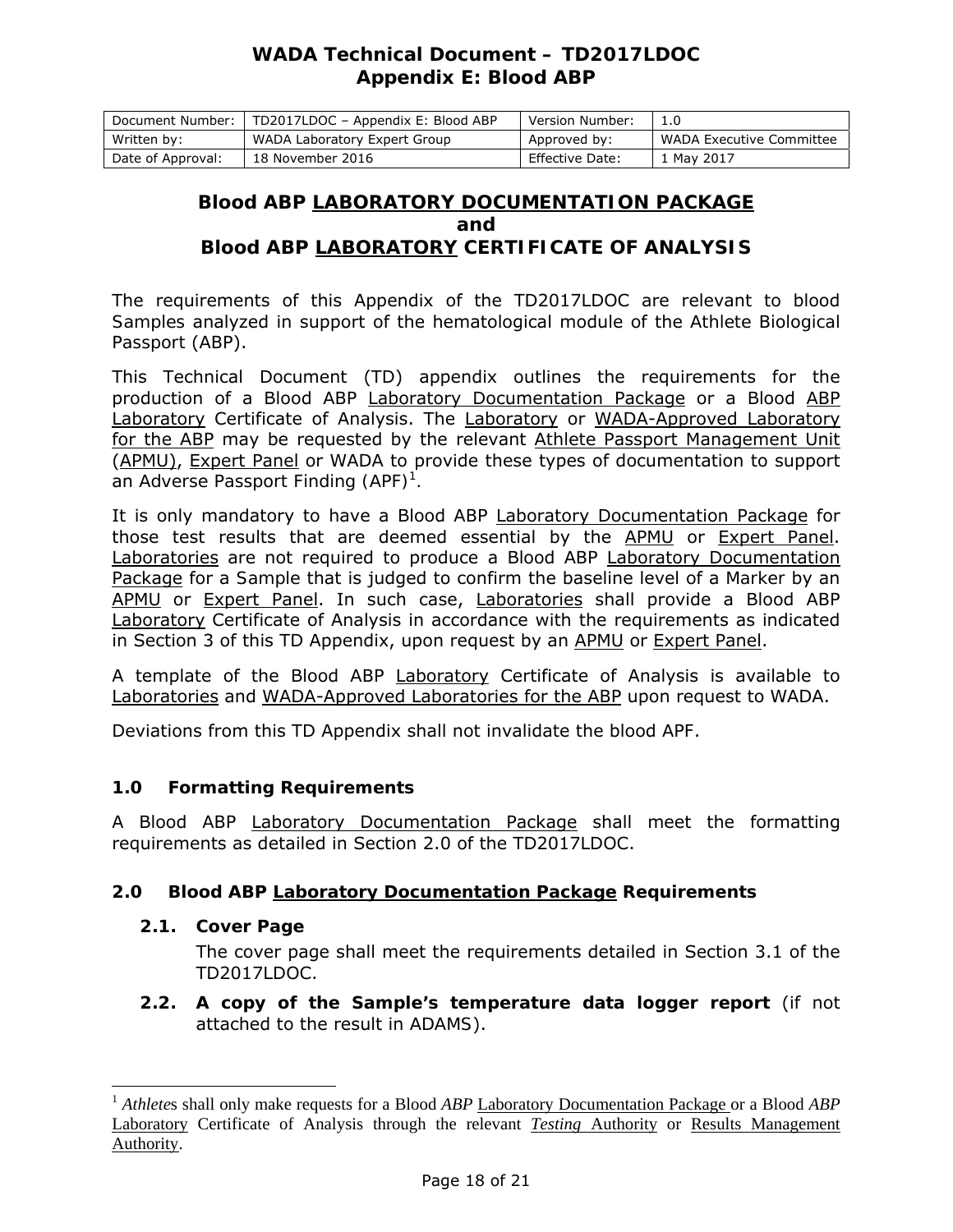# WADA Technical Document – TD2017LDOC
## Appendix E: Blood ABP

| Document Number: | TD2017LDOC – Appendix E: Blood ABP | Version Number: | 1.0 |
|---|---|---|---|
| Written by: | WADA Laboratory Expert Group | Approved by: | WADA Executive Committee |
| Date of Approval: | 18 November 2016 | Effective Date: | 1 May 2017 |

## Blood ABP LABORATORY DOCUMENTATION PACKAGE and Blood ABP LABORATORY CERTIFICATE OF ANALYSIS

The requirements of this Appendix of the TD2017LDOC are relevant to blood Samples analyzed in support of the hematological module of the Athlete Biological Passport (ABP).

This Technical Document (TD) appendix outlines the requirements for the production of a Blood ABP Laboratory Documentation Package or a Blood ABP Laboratory Certificate of Analysis. The Laboratory or WADA-Approved Laboratory for the ABP may be requested by the relevant Athlete Passport Management Unit (APMU), Expert Panel or WADA to provide these types of documentation to support an Adverse Passport Finding (APF)[1].

It is only mandatory to have a Blood ABP Laboratory Documentation Package for those test results that are deemed essential by the APMU or Expert Panel. Laboratories are not required to produce a Blood ABP Laboratory Documentation Package for a Sample that is judged to confirm the baseline level of a Marker by an APMU or Expert Panel. In such case, Laboratories shall provide a Blood ABP Laboratory Certificate of Analysis in accordance with the requirements as indicated in Section 3 of this TD Appendix, upon request by an APMU or Expert Panel.

A template of the Blood ABP Laboratory Certificate of Analysis is available to Laboratories and WADA-Approved Laboratories for the ABP upon request to WADA.

Deviations from this TD Appendix shall not invalidate the blood APF.

### 1.0 Formatting Requirements

A Blood ABP Laboratory Documentation Package shall meet the formatting requirements as detailed in Section 2.0 of the TD2017LDOC.

### 2.0 Blood ABP Laboratory Documentation Package Requirements

**2.1. Cover Page**

The cover page shall meet the requirements detailed in Section 3.1 of the TD2017LDOC.

**2.2. A copy of the Sample's temperature data logger report** (if not attached to the result in ADAMS).

[1] *Athletes* shall only make requests for a Blood *ABP* Laboratory Documentation Package or a Blood *ABP* Laboratory Certificate of Analysis through the relevant *Testing* Authority or Results Management Authority.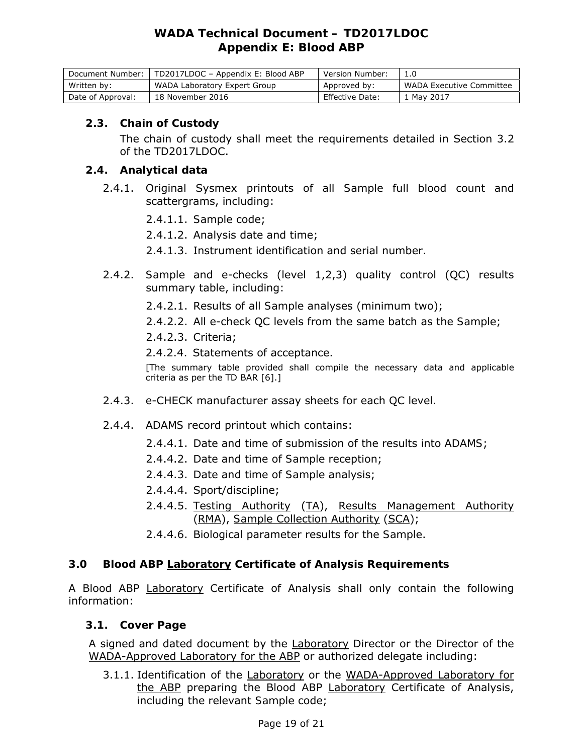### 2.3. Chain of Custody

The chain of custody shall meet the requirements detailed in Section 3.2 of the TD2017LDOC.

### 2.4. Analytical data

2.4.1. Original Sysmex printouts of all Sample full blood count and scattergrams, including:

- 2.4.1.1. Sample code;
- 2.4.1.2. Analysis date and time;
- 2.4.1.3. Instrument identification and serial number.

2.4.2. Sample and e-checks (level 1,2,3) quality control (QC) results summary table, including:

- 2.4.2.1. Results of all Sample analyses (minimum two);
- 2.4.2.2. All e-check QC levels from the same batch as the Sample;
- 2.4.2.3. Criteria;
- 2.4.2.4. Statements of acceptance.

[The summary table provided shall compile the necessary data and applicable criteria as per the TD BAR [6].]

2.4.3. e-CHECK manufacturer assay sheets for each QC level.

2.4.4. ADAMS record printout which contains:

- 2.4.4.1. Date and time of submission of the results into ADAMS;
- 2.4.4.2. Date and time of Sample reception;
- 2.4.4.3. Date and time of Sample analysis;
- 2.4.4.4. Sport/discipline;
- 2.4.4.5. Testing Authority (TA), Results Management Authority (RMA), Sample Collection Authority (SCA);
- 2.4.4.6. Biological parameter results for the Sample.

## 3.0 Blood ABP Laboratory Certificate of Analysis Requirements

A Blood ABP Laboratory Certificate of Analysis shall only contain the following information:

### 3.1. Cover Page

A signed and dated document by the Laboratory Director or the Director of the WADA-Approved Laboratory for the ABP or authorized delegate including:

3.1.1. Identification of the Laboratory or the WADA-Approved Laboratory for the ABP preparing the Blood ABP Laboratory Certificate of Analysis, including the relevant Sample code;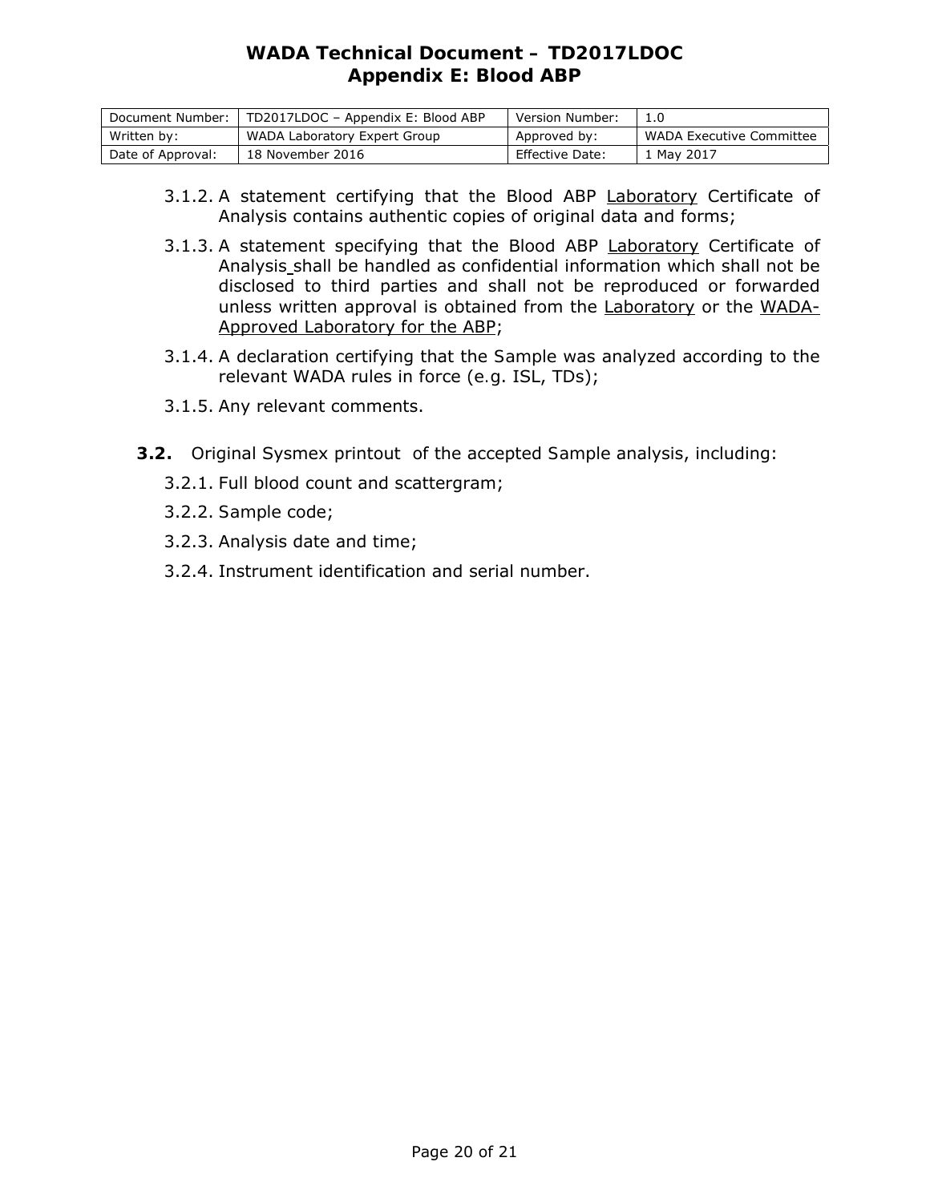3.1.2. A statement certifying that the Blood ABP Laboratory Certificate of Analysis contains authentic copies of original data and forms;

3.1.3. A statement specifying that the Blood ABP Laboratory Certificate of Analysis shall be handled as confidential information which shall not be disclosed to third parties and shall not be reproduced or forwarded unless written approval is obtained from the Laboratory or the WADA-Approved Laboratory for the ABP;

3.1.4. A declaration certifying that the Sample was analyzed according to the relevant WADA rules in force (e.g. ISL, TDs);

3.1.5. Any relevant comments.

**3.2.** Original Sysmex printout of the accepted Sample analysis, including:

3.2.1. Full blood count and scattergram;

3.2.2. Sample code;

3.2.3. Analysis date and time;

3.2.4. Instrument identification and serial number.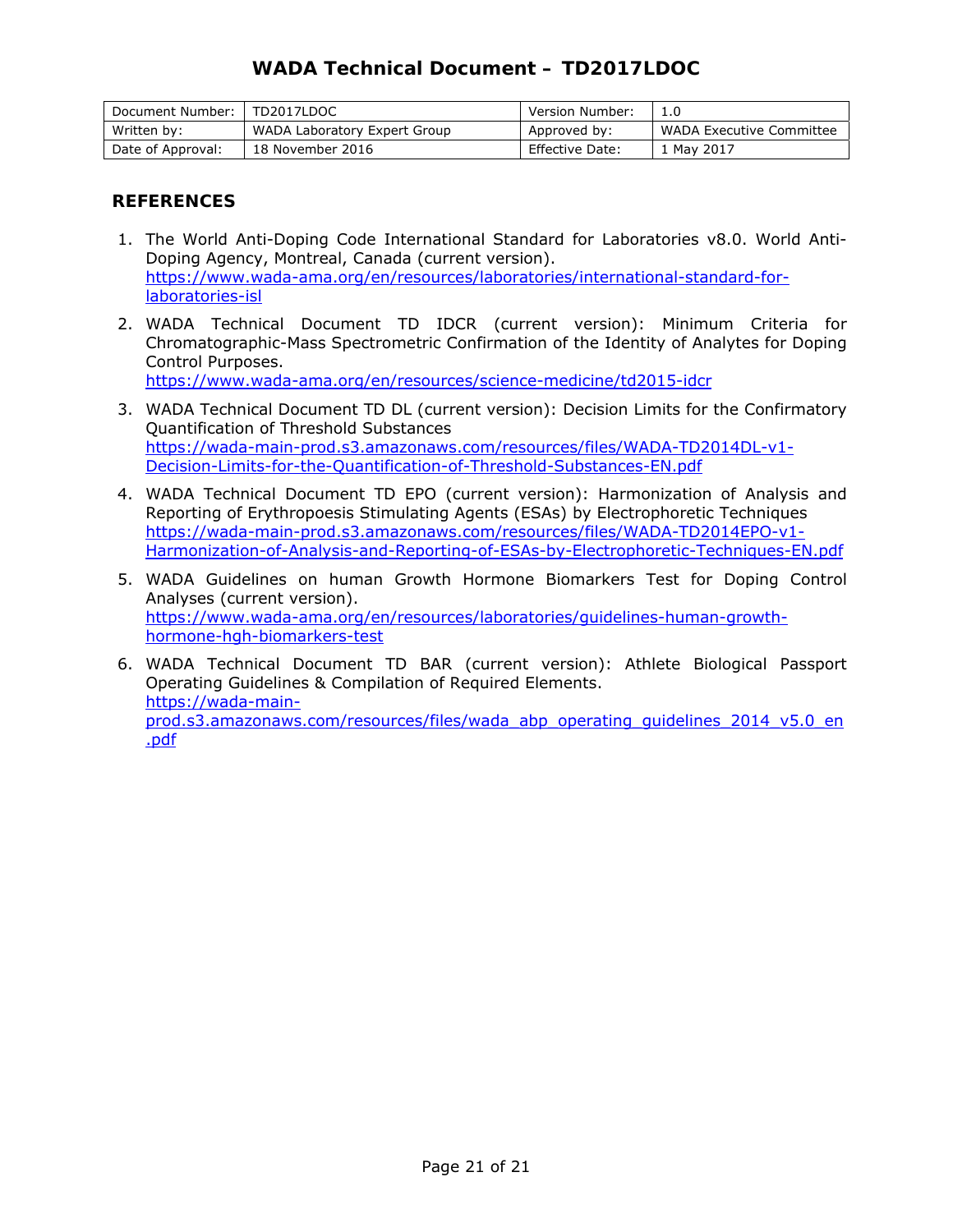## REFERENCES

1. The World Anti-Doping Code International Standard for Laboratories v8.0. World Anti-Doping Agency, Montreal, Canada (current version). https://www.wada-ama.org/en/resources/laboratories/international-standard-for-laboratories-isl

2. WADA Technical Document TD IDCR (current version): Minimum Criteria for Chromatographic-Mass Spectrometric Confirmation of the Identity of Analytes for Doping Control Purposes. https://www.wada-ama.org/en/resources/science-medicine/td2015-idcr

3. WADA Technical Document TD DL (current version): Decision Limits for the Confirmatory Quantification of Threshold Substances https://wada-main-prod.s3.amazonaws.com/resources/files/WADA-TD2014DL-v1-Decision-Limits-for-the-Quantification-of-Threshold-Substances-EN.pdf

4. WADA Technical Document TD EPO (current version): Harmonization of Analysis and Reporting of Erythropoesis Stimulating Agents (ESAs) by Electrophoretic Techniques https://wada-main-prod.s3.amazonaws.com/resources/files/WADA-TD2014EPO-v1-Harmonization-of-Analysis-and-Reporting-of-ESAs-by-Electrophoretic-Techniques-EN.pdf

5. WADA Guidelines on human Growth Hormone Biomarkers Test for Doping Control Analyses (current version). https://www.wada-ama.org/en/resources/laboratories/guidelines-human-growth-hormone-hgh-biomarkers-test

6. WADA Technical Document TD BAR (current version): Athlete Biological Passport Operating Guidelines & Compilation of Required Elements. https://wada-main-prod.s3.amazonaws.com/resources/files/wada_abp_operating_guidelines_2014_v5.0_en.pdf